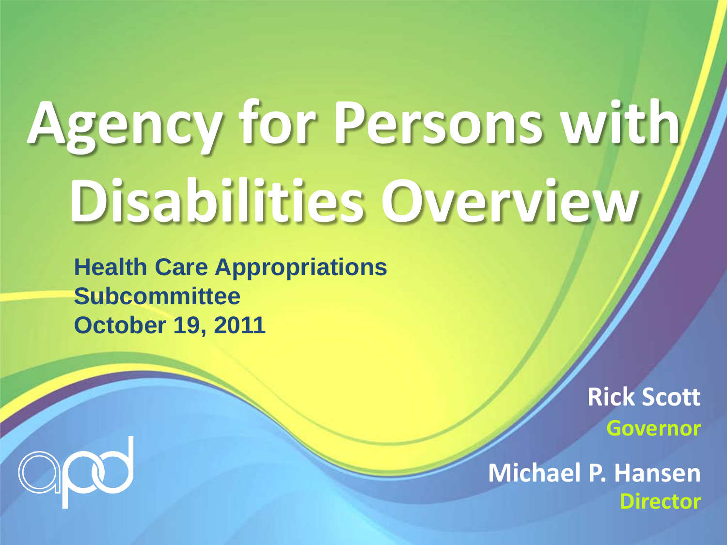# Agency for Persons with Disabilities Overview

**Health Care Appropriations Subcommittee**
**October 19, 2011**

**Rick Scott**
**Governor**

**Michael P. Hansen**
**Director**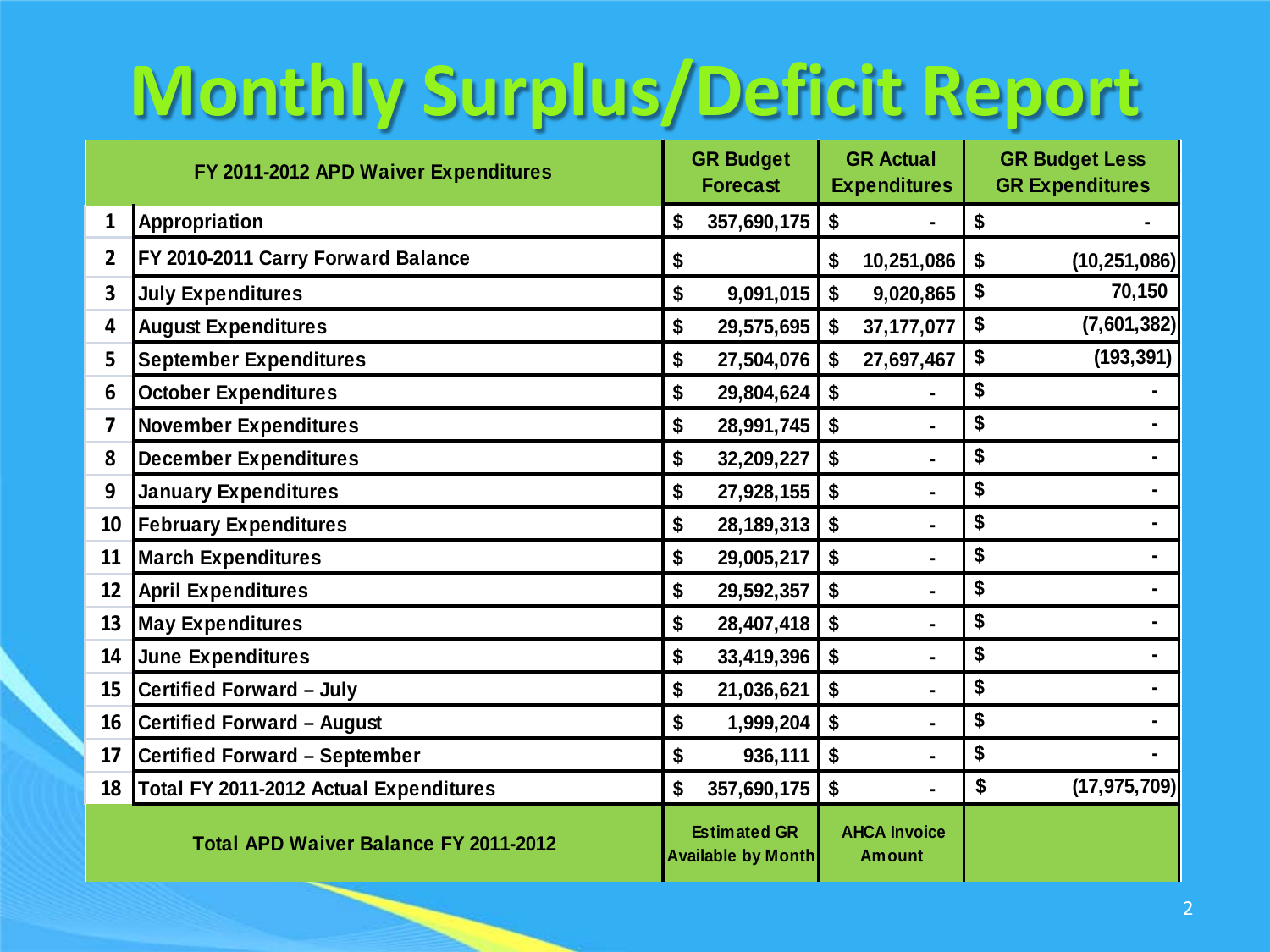# Monthly Surplus/Deficit Report

| | FY 2011-2012 APD Waiver Expenditures | GR Budget Forecast | GR Actual Expenditures | GR Budget Less GR Expenditures |
|---|---|---|---|---|
| 1 | Appropriation | $ 357,690,175 | $ - | $ - |
| 2 | FY 2010-2011 Carry Forward Balance | $ | $ 10,251,086 | $ (10,251,086) |
| 3 | July Expenditures | $ 9,091,015 | $ 9,020,865 | $ 70,150 |
| 4 | August Expenditures | $ 29,575,695 | $ 37,177,077 | $ (7,601,382) |
| 5 | September Expenditures | $ 27,504,076 | $ 27,697,467 | $ (193,391) |
| 6 | October Expenditures | $ 29,804,624 | $ - | $ - |
| 7 | November Expenditures | $ 28,991,745 | $ - | $ - |
| 8 | December Expenditures | $ 32,209,227 | $ - | $ - |
| 9 | January Expenditures | $ 27,928,155 | $ - | $ - |
| 10 | February Expenditures | $ 28,189,313 | $ - | $ - |
| 11 | March Expenditures | $ 29,005,217 | $ - | $ - |
| 12 | April Expenditures | $ 29,592,357 | $ - | $ - |
| 13 | May Expenditures | $ 28,407,418 | $ - | $ - |
| 14 | June Expenditures | $ 33,419,396 | $ - | $ - |
| 15 | Certified Forward – July | $ 21,036,621 | $ - | $ - |
| 16 | Certified Forward – August | $ 1,999,204 | $ - | $ - |
| 17 | Certified Forward – September | $ 936,111 | $ - | $ - |
| 18 | Total FY 2011-2012 Actual Expenditures | $ 357,690,175 | $ - | $ (17,975,709) |
| | Total APD Waiver Balance FY 2011-2012 | Estimated GR Available by Month | AHCA Invoice Amount | |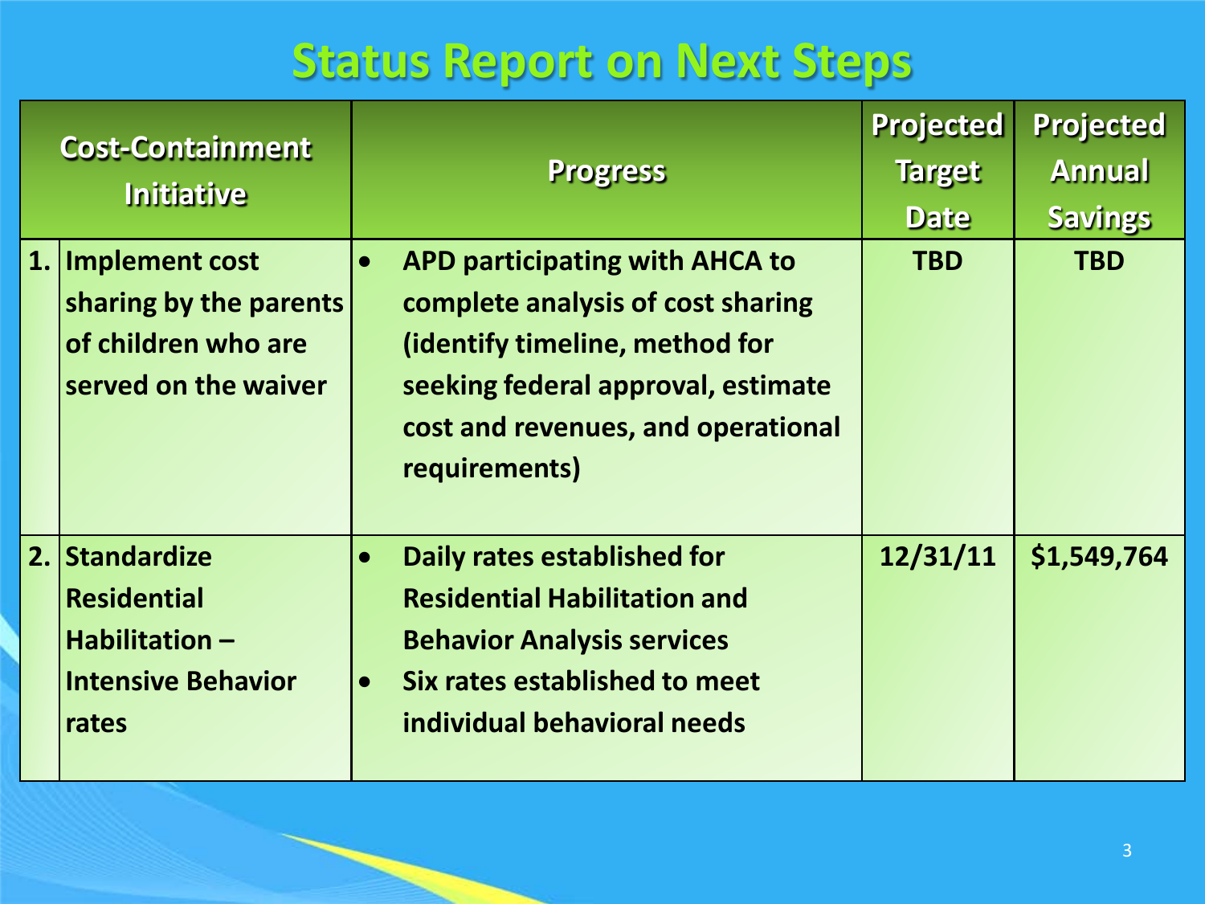# Status Report on Next Steps

| | Cost-Containment Initiative | Progress | Projected Target Date | Projected Annual Savings |
|---|---|---|---|---|
| 1. | Implement cost sharing by the parents of children who are served on the waiver | • APD participating with AHCA to complete analysis of cost sharing (identify timeline, method for seeking federal approval, estimate cost and revenues, and operational requirements) | TBD | TBD |
| 2. | Standardize Residential Habilitation – Intensive Behavior rates | • Daily rates established for Residential Habilitation and Behavior Analysis services<br>• Six rates established to meet individual behavioral needs | 12/31/11 | $1,549,764 |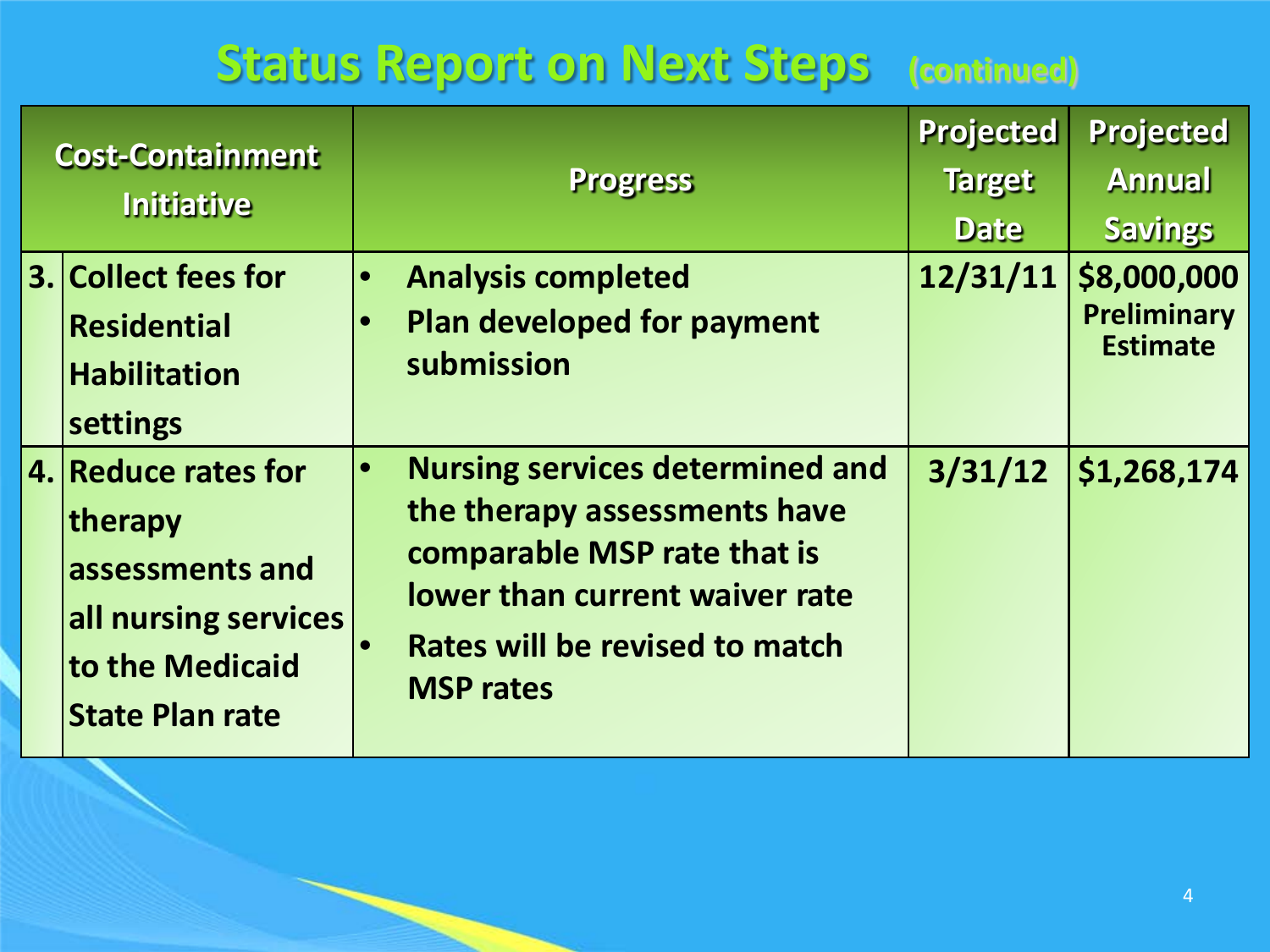# Status Report on Next Steps (continued)

| Cost-Containment Initiative | | Progress | Projected Target Date | Projected Annual Savings |
|---|---|---|---|---|
| 3. | Collect fees for Residential Habilitation settings | • Analysis completed<br>• Plan developed for payment submission | 12/31/11 | $8,000,000 Preliminary Estimate |
| 4. | Reduce rates for therapy assessments and all nursing services to the Medicaid State Plan rate | • Nursing services determined and the therapy assessments have comparable MSP rate that is lower than current waiver rate<br>• Rates will be revised to match MSP rates | 3/31/12 | $1,268,174 |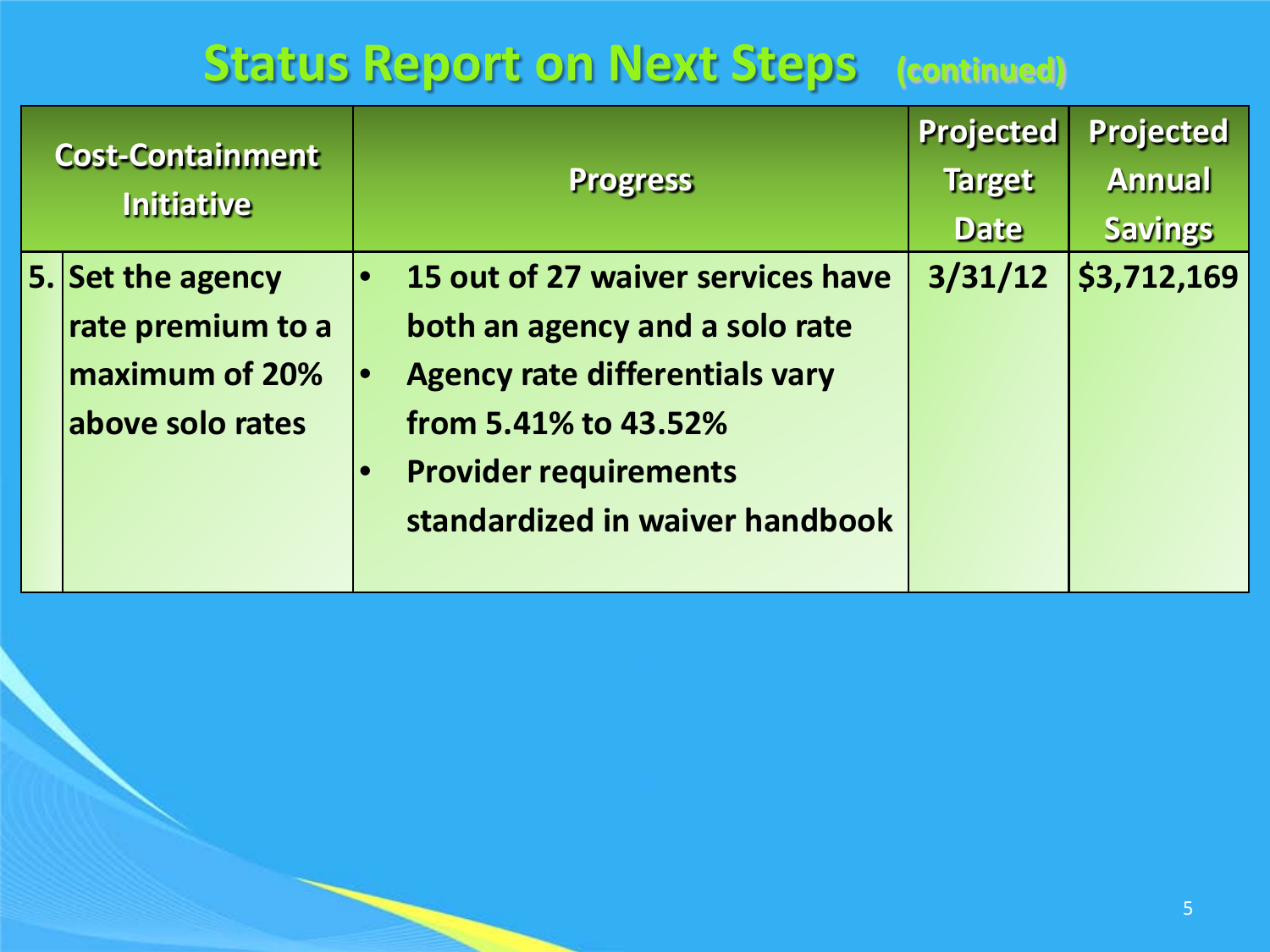# Status Report on Next Steps (continued)

| Cost-Containment Initiative | Progress | Projected Target Date | Projected Annual Savings |
|---|---|---|---|
| 5. Set the agency rate premium to a maximum of 20% above solo rates | • 15 out of 27 waiver services have both an agency and a solo rate<br>• Agency rate differentials vary from 5.41% to 43.52%<br>• Provider requirements standardized in waiver handbook | 3/31/12 | $3,712,169 |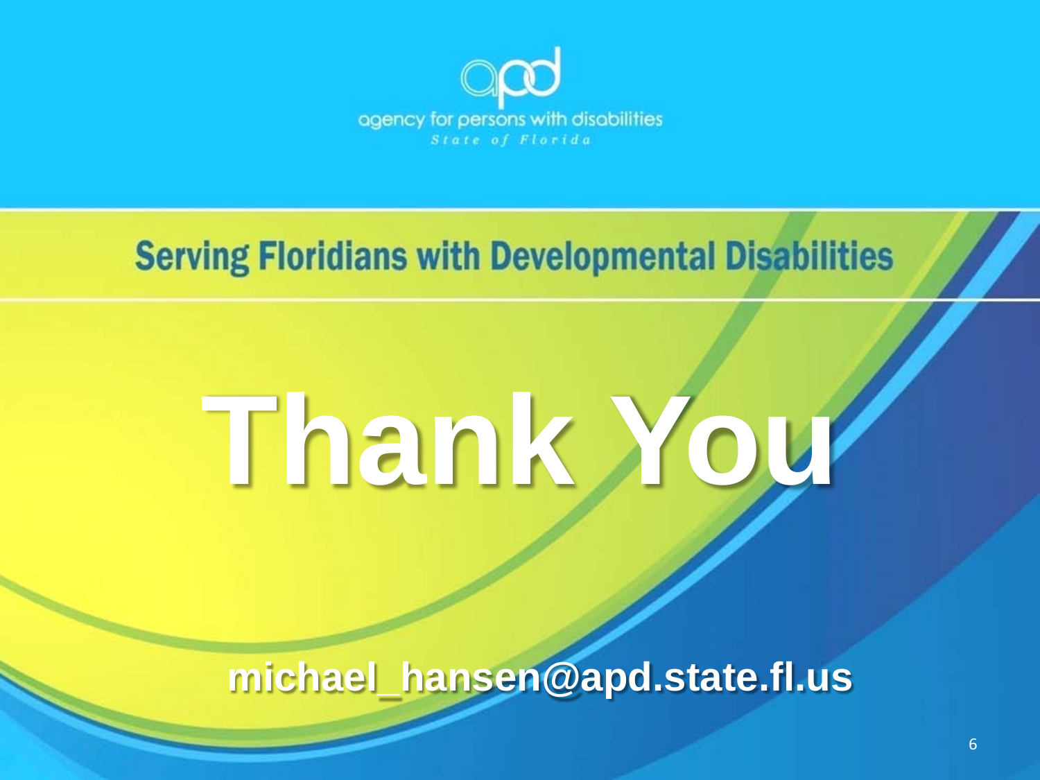agency for persons with disabilities

State of Florida

## Serving Floridians with Developmental Disabilities

# Thank You

**michael_hansen@apd.state.fl.us**